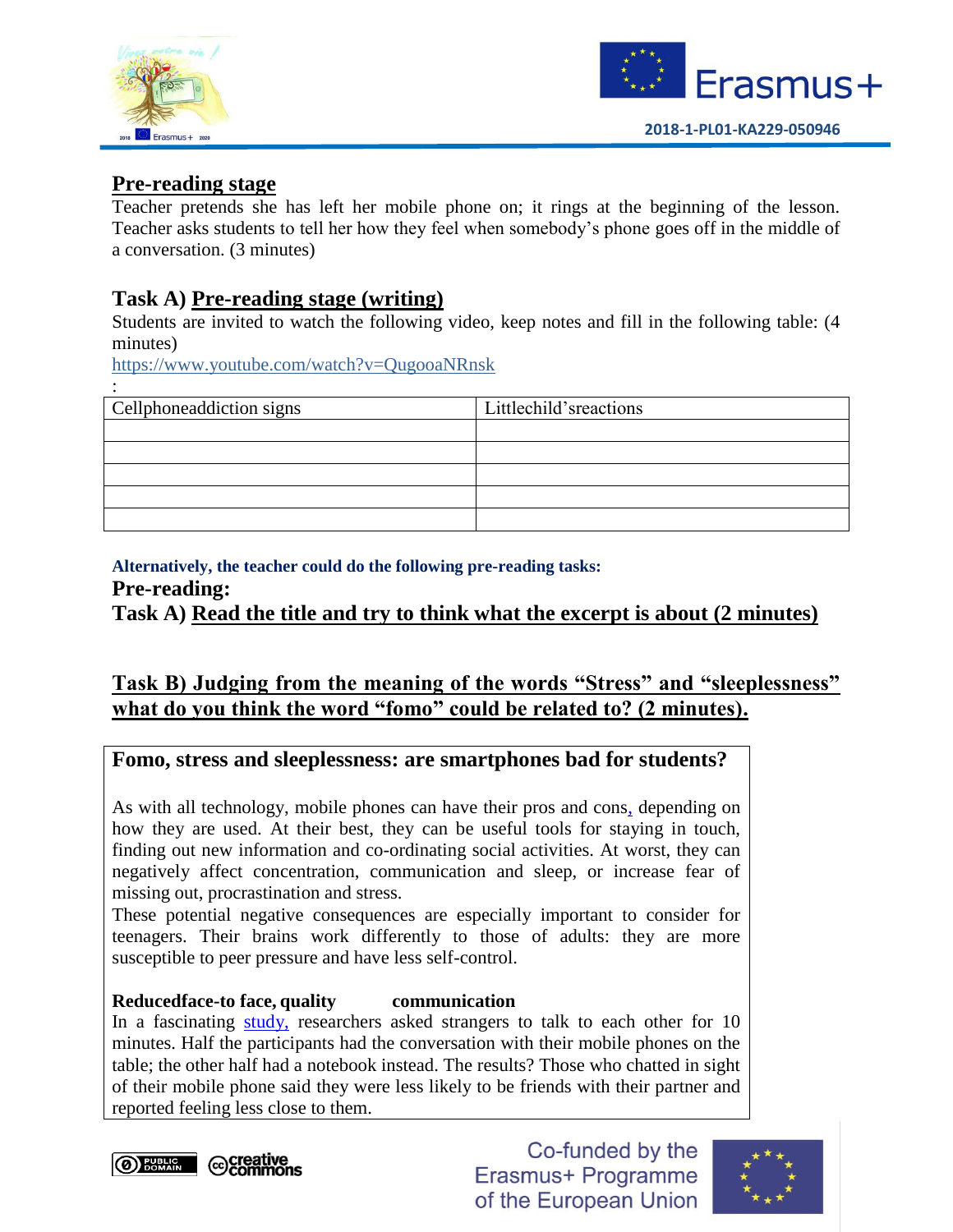## Pre-reading stage

Teacher pretends she has left her mobile phone on; it rings at the beginning of the lesson. Teacher asks students to tell her how they feel when somebody's phone goes off in the middle of a conversation. (3 minutes)

## Task A) Pre-reading stage (writing)

Students are invited to watch the following video, keep notes and fill in the following table: (4 minutes)

https://www.youtube.com/watch?v=QugooaNRnsk

:

| Cellphoneaddiction signs | Littlechild'sreactions |
|---|---|
| | |
| | |
| | |
| | |
| | |

**Alternatively, the teacher could do the following pre-reading tasks:**

**Pre-reading:**

**Task A) Read the title and try to think what the excerpt is about (2 minutes)**

**Task B) Judging from the meaning of the words "Stress" and "sleeplessness" what do you think the word "fomo" could be related to? (2 minutes).**

### Fomo, stress and sleeplessness: are smartphones bad for students?

As with all technology, mobile phones can have their pros and cons, depending on how they are used. At their best, they can be useful tools for staying in touch, finding out new information and co-ordinating social activities. At worst, they can negatively affect concentration, communication and sleep, or increase fear of missing out, procrastination and stress.

These potential negative consequences are especially important to consider for teenagers. Their brains work differently to those of adults: they are more susceptible to peer pressure and have less self-control.

**Reducedface-to face, quality communication**

In a fascinating study, researchers asked strangers to talk to each other for 10 minutes. Half the participants had the conversation with their mobile phones on the table; the other half had a notebook instead. The results? Those who chatted in sight of their mobile phone said they were less likely to be friends with their partner and reported feeling less close to them.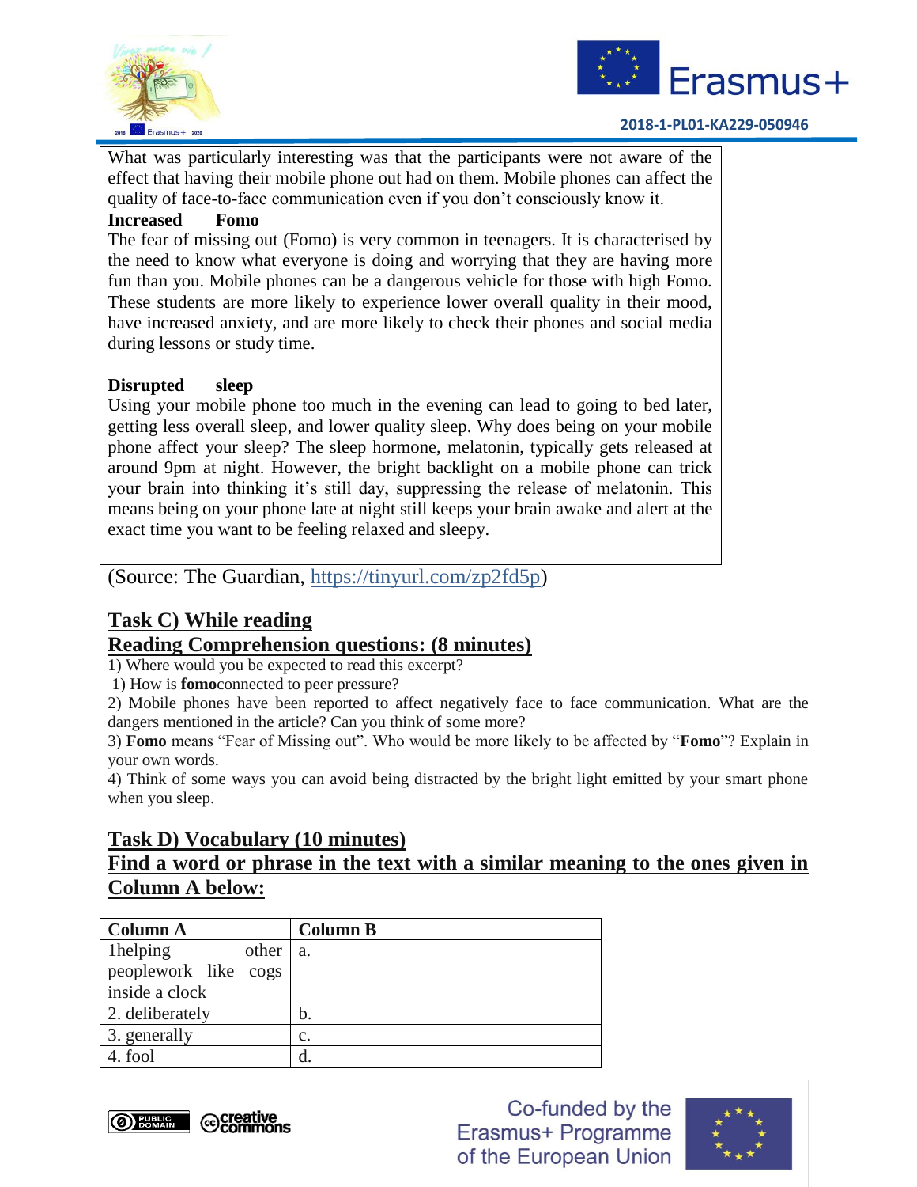What was particularly interesting was that the participants were not aware of the effect that having their mobile phone out had on them. Mobile phones can affect the quality of face-to-face communication even if you don't consciously know it.

**Increased Fomo**

The fear of missing out (Fomo) is very common in teenagers. It is characterised by the need to know what everyone is doing and worrying that they are having more fun than you. Mobile phones can be a dangerous vehicle for those with high Fomo. These students are more likely to experience lower overall quality in their mood, have increased anxiety, and are more likely to check their phones and social media during lessons or study time.

**Disrupted sleep**

Using your mobile phone too much in the evening can lead to going to bed later, getting less overall sleep, and lower quality sleep. Why does being on your mobile phone affect your sleep? The sleep hormone, melatonin, typically gets released at around 9pm at night. However, the bright backlight on a mobile phone can trick your brain into thinking it's still day, suppressing the release of melatonin. This means being on your phone late at night still keeps your brain awake and alert at the exact time you want to be feeling relaxed and sleepy.

(Source: The Guardian, https://tinyurl.com/zp2fd5p)

## Task C) While reading

## Reading Comprehension questions: (8 minutes)

1) Where would you be expected to read this excerpt?

1) How is **fomo**connected to peer pressure?

2) Mobile phones have been reported to affect negatively face to face communication. What are the dangers mentioned in the article? Can you think of some more?

3) **Fomo** means "Fear of Missing out". Who would be more likely to be affected by "**Fomo**"? Explain in your own words.

4) Think of some ways you can avoid being distracted by the bright light emitted by your smart phone when you sleep.

## Task D) Vocabulary (10 minutes)

## Find a word or phrase in the text with a similar meaning to the ones given in Column A below:

| Column A | Column B |
|---|---|
| 1helping other peoplework like cogs inside a clock | a. |
| 2. deliberately | b. |
| 3. generally | c. |
| 4. fool | d. |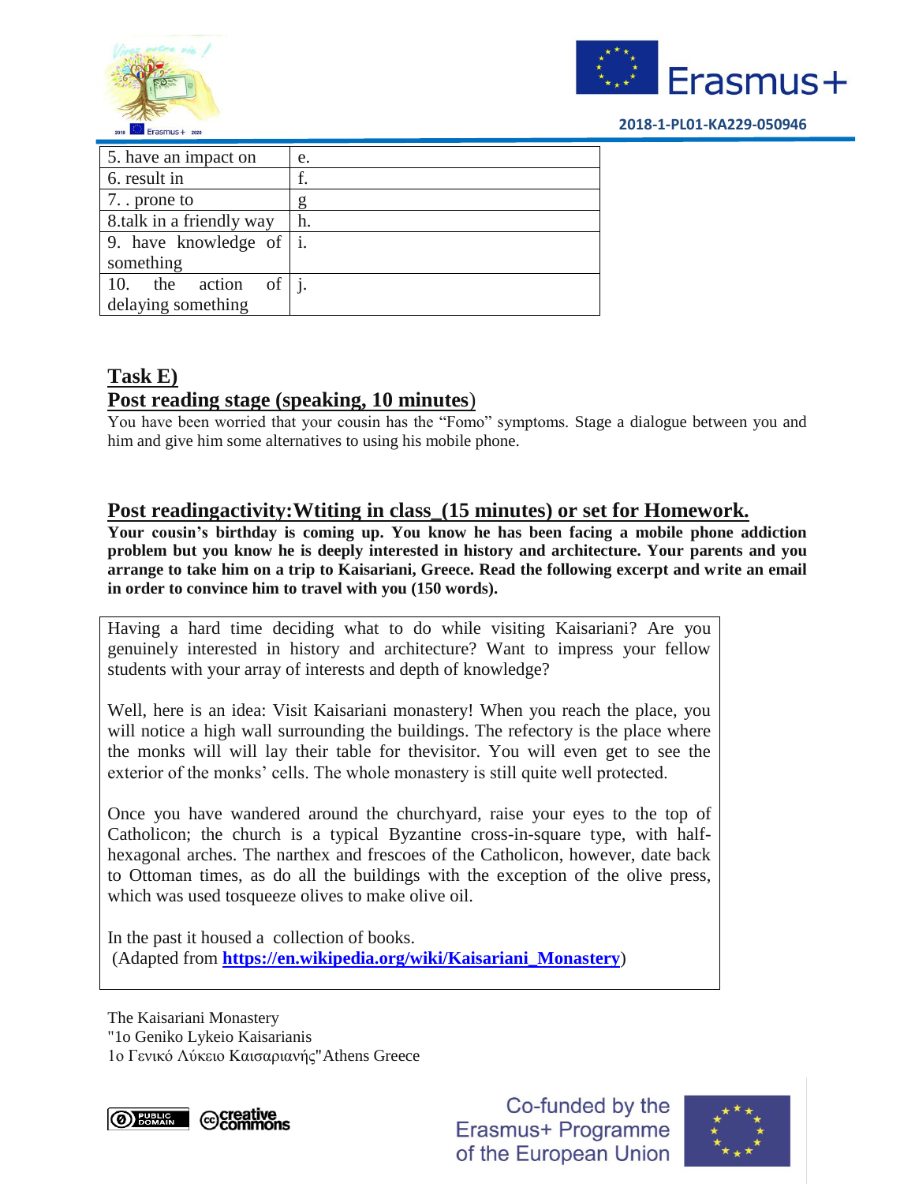| | |
|---|---|
| 5. have an impact on | e. |
| 6. result in | f. |
| 7. . prone to | g |
| 8.talk in a friendly way | h. |
| 9. have knowledge of something | i. |
| 10. the action of delaying something | j. |

## Task E)

## Post reading stage (speaking, 10 minutes)

You have been worried that your cousin has the "Fomo" symptoms. Stage a dialogue between you and him and give him some alternatives to using his mobile phone.

## Post readingactivity:Wtiting in class_(15 minutes) or set for Homework.

**Your cousin's birthday is coming up. You know he has been facing a mobile phone addiction problem but you know he is deeply interested in history and architecture. Your parents and you arrange to take him on a trip to Kaisariani, Greece. Read the following excerpt and write an email in order to convince him to travel with you (150 words).**

Having a hard time deciding what to do while visiting Kaisariani? Are you genuinely interested in history and architecture? Want to impress your fellow students with your array of interests and depth of knowledge?

Well, here is an idea: Visit Kaisariani monastery! When you reach the place, you will notice a high wall surrounding the buildings. The refectory is the place where the monks will will lay their table for thevisitor. You will even get to see the exterior of the monks' cells. The whole monastery is still quite well protected.

Once you have wandered around the churchyard, raise your eyes to the top of Catholicon; the church is a typical Byzantine cross-in-square type, with half-hexagonal arches. The narthex and frescoes of the Catholicon, however, date back to Ottoman times, as do all the buildings with the exception of the olive press, which was used tosqueeze olives to make olive oil.

In the past it housed a collection of books.
(Adapted from **https://en.wikipedia.org/wiki/Kaisariani_Monastery**)

The Kaisariani Monastery
"1o Geniko Lykeio Kaisarianis
1ο Γενικό Λύκειο Καισαριανής"Athens Greece